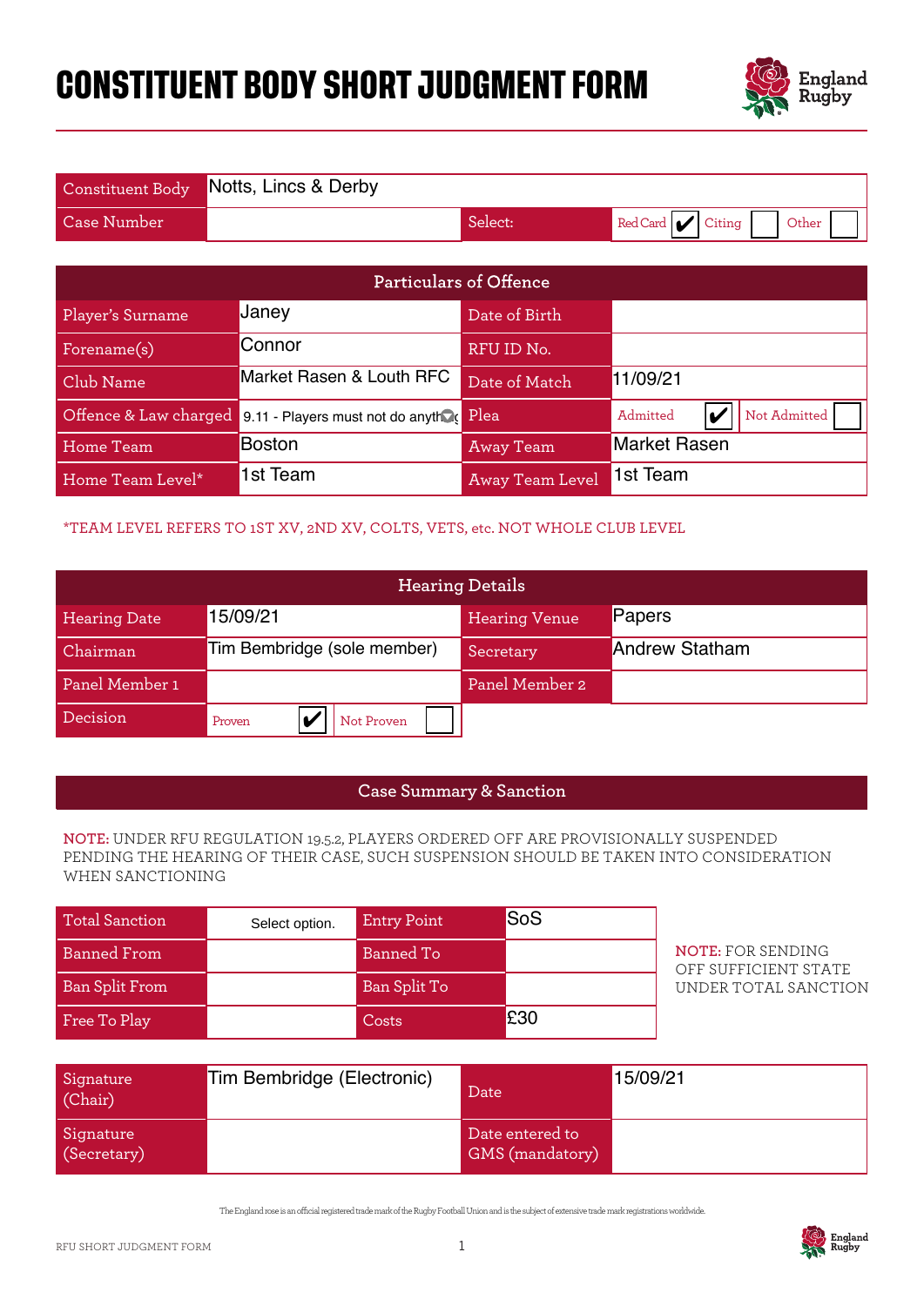# CONSTITUENT BODY SHORT JUDGMENT FORM

| Constituent Body | Notts, Lincs & Derby | | |
|---|---|---|---|
| Case Number | | Select: | Red Card ✔ Citing ☐ Other ☐ |

## Particulars of Offence

| | | | |
|---|---|---|---|
| Player's Surname | Janey | Date of Birth | |
| Forename(s) | Connor | RFU ID No. | |
| Club Name | Market Rasen & Louth RFC | Date of Match | 11/09/21 |
| Offence & Law charged | 9.11 - Players must not do anyth | Plea | Admitted ✔ Not Admitted ☐ |
| Home Team | Boston | Away Team | Market Rasen |
| Home Team Level* | 1st Team | Away Team Level | 1st Team |

*TEAM LEVEL REFERS TO 1ST XV, 2ND XV, COLTS, VETS, etc. NOT WHOLE CLUB LEVEL

## Hearing Details

| | | | |
|---|---|---|---|
| Hearing Date | 15/09/21 | Hearing Venue | Papers |
| Chairman | Tim Bembridge (sole member) | Secretary | Andrew Statham |
| Panel Member 1 | | Panel Member 2 | |
| Decision | Proven ✔ Not Proven ☐ | | |

## Case Summary & Sanction

**NOTE:** UNDER RFU REGULATION 19.5.2, PLAYERS ORDERED OFF ARE PROVISIONALLY SUSPENDED PENDING THE HEARING OF THEIR CASE, SUCH SUSPENSION SHOULD BE TAKEN INTO CONSIDERATION WHEN SANCTIONING

| | | | |
|---|---|---|---|
| Total Sanction | Select option. | Entry Point | SoS |
| Banned From | | Banned To | |
| Ban Split From | | Ban Split To | |
| Free To Play | | Costs | £30 |

**NOTE:** FOR SENDING OFF SUFFICIENT STATE UNDER TOTAL SANCTION

| | | | |
|---|---|---|---|
| Signature (Chair) | Tim Bembridge (Electronic) | Date | 15/09/21 |
| Signature (Secretary) | | Date entered to GMS (mandatory) | |

The England rose is an official registered trade mark of the Rugby Football Union and is the subject of extensive trade mark registrations worldwide.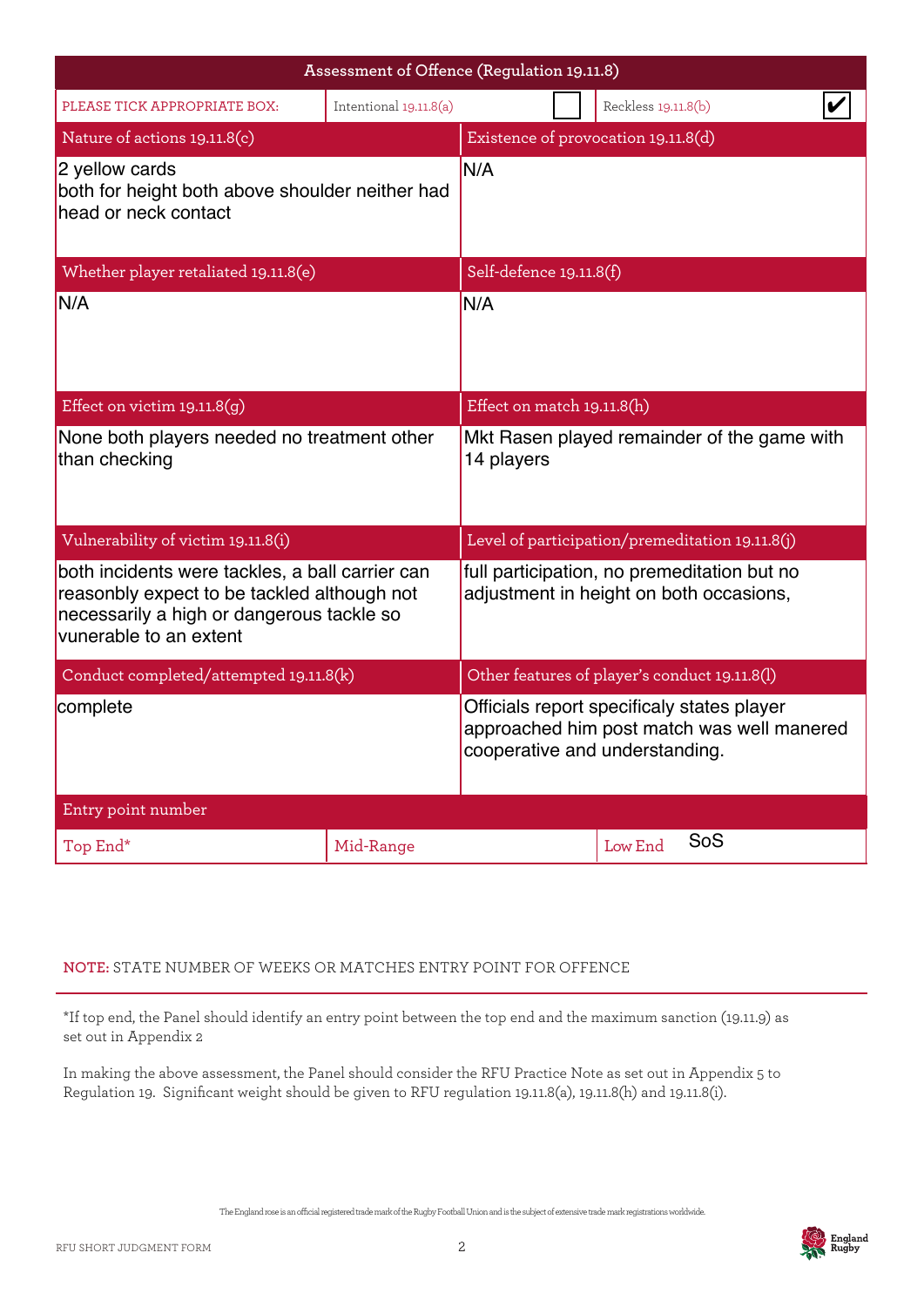## Assessment of Offence (Regulation 19.11.8)

| PLEASE TICK APPROPRIATE BOX: | Intentional 19.11.8(a) ☐ | Reckless 19.11.8(b) ☑ |
|---|---|---|

| Nature of actions 19.11.8(c) | Existence of provocation 19.11.8(d) |
|---|---|
| 2 yellow cards both for height both above shoulder neither had head or neck contact | N/A |
| **Whether player retaliated 19.11.8(e)** | **Self-defence 19.11.8(f)** |
| N/A | N/A |
| **Effect on victim 19.11.8(g)** | **Effect on match 19.11.8(h)** |
| None both players needed no treatment other than checking | Mkt Rasen played remainder of the game with 14 players |
| **Vulnerability of victim 19.11.8(i)** | **Level of participation/premeditation 19.11.8(j)** |
| both incidents were tackles, a ball carrier can reasonbly expect to be tackled although not necessarily a high or dangerous tackle so vunerable to an extent | full participation, no premeditation but no adjustment in height on both occasions, |
| **Conduct completed/attempted 19.11.8(k)** | **Other features of player's conduct 19.11.8(l)** |
| complete | Officials report specificaly states player approached him post match was well manered cooperative and understanding. |

| Entry point number | | |
|---|---|---|
| Top End* | Mid-Range | Low End SoS |

**NOTE:** STATE NUMBER OF WEEKS OR MATCHES ENTRY POINT FOR OFFENCE

*If top end, the Panel should identify an entry point between the top end and the maximum sanction (19.11.9) as set out in Appendix 2

In making the above assessment, the Panel should consider the RFU Practice Note as set out in Appendix 5 to Regulation 19. Significant weight should be given to RFU regulation 19.11.8(a), 19.11.8(h) and 19.11.8(i).

The England rose is an official registered trade mark of the Rugby Football Union and is the subject of extensive trade mark registrations worldwide.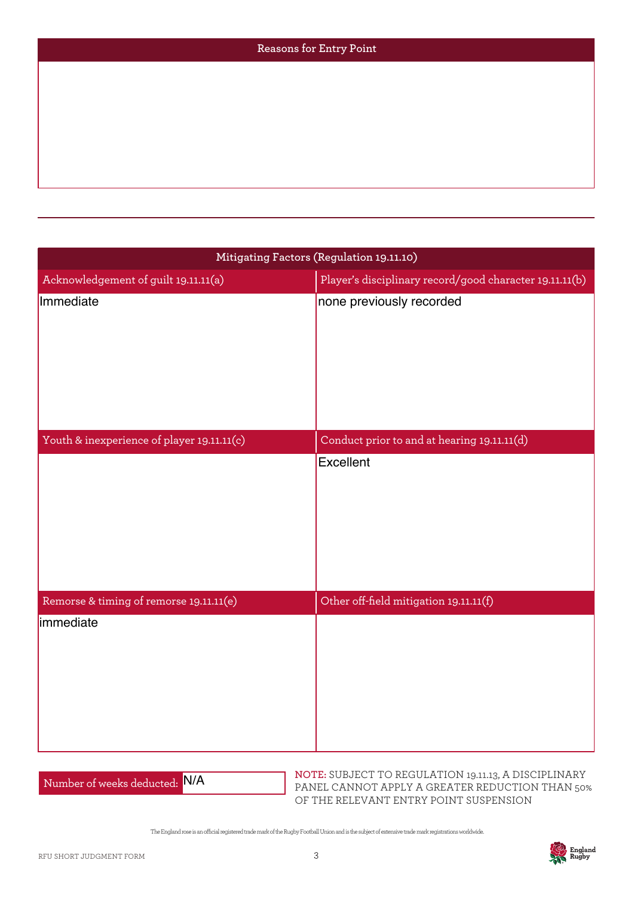## Reasons for Entry Point

## Mitigating Factors (Regulation 19.11.10)

| Acknowledgement of guilt 19.11.11(a) | Player's disciplinary record/good character 19.11.11(b) |
| --- | --- |
| Immediate | none previously recorded |
| **Youth & inexperience of player 19.11.11(c)** | **Conduct prior to and at hearing 19.11.11(d)** |
| | Excellent |
| **Remorse & timing of remorse 19.11.11(e)** | **Other off-field mitigation 19.11.11(f)** |
| immediate | |

Number of weeks deducted: N/A

**NOTE:** SUBJECT TO REGULATION 19.11.13, A DISCIPLINARY PANEL CANNOT APPLY A GREATER REDUCTION THAN 50% OF THE RELEVANT ENTRY POINT SUSPENSION

The England rose is an official registered trade mark of the Rugby Football Union and is the subject of extensive trade mark registrations worldwide.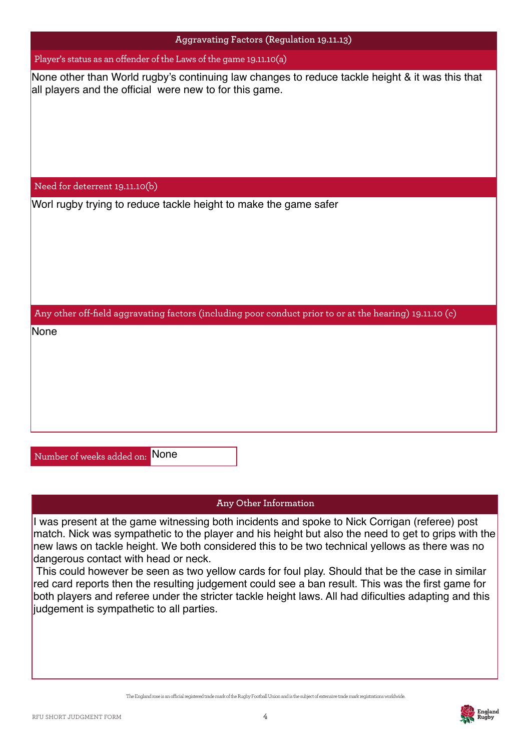## Aggravating Factors (Regulation 19.11.13)

### Player's status as an offender of the Laws of the game 19.11.10(a)

None other than World rugby's continuing law changes to reduce tackle height & it was this that all players and the official were new to for this game.

### Need for deterrent 19.11.10(b)

Worl rugby trying to reduce tackle height to make the game safer

### Any other off-field aggravating factors (including poor conduct prior to or at the hearing) 19.11.10 (c)

None

**Number of weeks added on:** None

## Any Other Information

I was present at the game witnessing both incidents and spoke to Nick Corrigan (referee) post match. Nick was sympathetic to the player and his height but also the need to get to grips with the new laws on tackle height. We both considered this to be two technical yellows as there was no dangerous contact with head or neck.

This could however be seen as two yellow cards for foul play. Should that be the case in similar red card reports then the resulting judgement could see a ban result. This was the first game for both players and referee under the stricter tackle height laws. All had dificulties adapting and this judgement is sympathetic to all parties.

The England rose is an official registered trade mark of the Rugby Football Union and is the subject of extensive trade mark registrations worldwide.